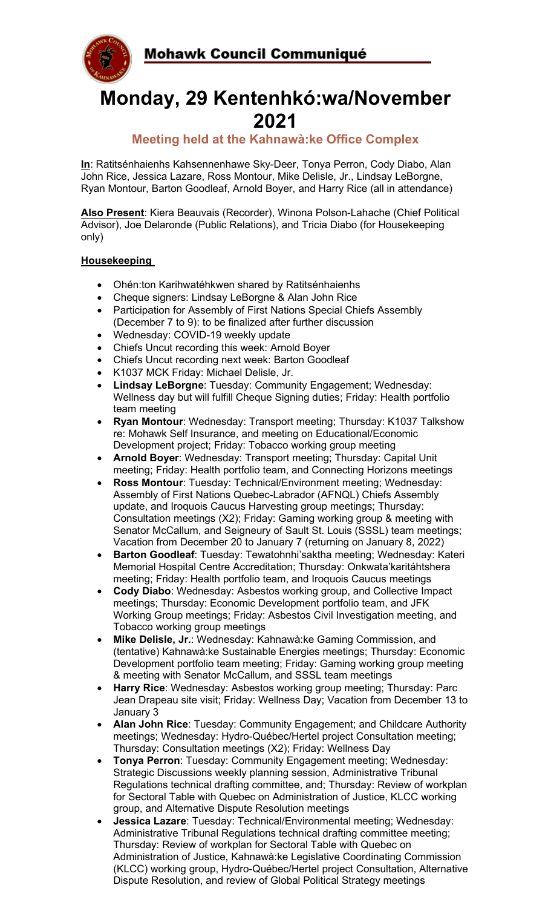## Mohawk Council Communiqué

# Monday, 29 Kentenhkó:wa/November 2021

### Meeting held at the Kahnawà:ke Office Complex

**In**: Ratitsénhaienhs Kahsennenhawe Sky-Deer, Tonya Perron, Cody Diabo, Alan John Rice, Jessica Lazare, Ross Montour, Mike Delisle, Jr., Lindsay LeBorgne, Ryan Montour, Barton Goodleaf, Arnold Boyer, and Harry Rice (all in attendance)

**Also Present**: Kiera Beauvais (Recorder), Winona Polson-Lahache (Chief Political Advisor), Joe Delaronde (Public Relations), and Tricia Diabo (for Housekeeping only)

**Housekeeping**

- Ohén:ton Karihwatéhkwen shared by Ratitsénhaienhs
- Cheque signers: Lindsay LeBorgne & Alan John Rice
- Participation for Assembly of First Nations Special Chiefs Assembly (December 7 to 9): to be finalized after further discussion
- Wednesday: COVID-19 weekly update
- Chiefs Uncut recording this week: Arnold Boyer
- Chiefs Uncut recording next week: Barton Goodleaf
- K1037 MCK Friday: Michael Delisle, Jr.
- **Lindsay LeBorgne**: Tuesday: Community Engagement; Wednesday: Wellness day but will fulfill Cheque Signing duties; Friday: Health portfolio team meeting
- **Ryan Montour**: Wednesday: Transport meeting; Thursday: K1037 Talkshow re: Mohawk Self Insurance, and meeting on Educational/Economic Development project; Friday: Tobacco working group meeting
- **Arnold Boyer**: Wednesday: Transport meeting; Thursday: Capital Unit meeting; Friday: Health portfolio team, and Connecting Horizons meetings
- **Ross Montour**: Tuesday: Technical/Environment meeting; Wednesday: Assembly of First Nations Quebec-Labrador (AFNQL) Chiefs Assembly update, and Iroquois Caucus Harvesting group meetings; Thursday: Consultation meetings (X2); Friday: Gaming working group & meeting with Senator McCallum, and Seigneury of Sault St. Louis (SSSL) team meetings; Vacation from December 20 to January 7 (returning on January 8, 2022)
- **Barton Goodleaf**: Tuesday: Tewatohnhi'saktha meeting; Wednesday: Kateri Memorial Hospital Centre Accreditation; Thursday: Onkwata'karitáhtshera meeting; Friday: Health portfolio team, and Iroquois Caucus meetings
- **Cody Diabo**: Wednesday: Asbestos working group, and Collective Impact meetings; Thursday: Economic Development portfolio team, and JFK Working Group meetings; Friday: Asbestos Civil Investigation meeting, and Tobacco working group meetings
- **Mike Delisle, Jr.**: Wednesday: Kahnawà:ke Gaming Commission, and (tentative) Kahnawà:ke Sustainable Energies meetings; Thursday: Economic Development portfolio team meeting; Friday: Gaming working group meeting & meeting with Senator McCallum, and SSSL team meetings
- **Harry Rice**: Wednesday: Asbestos working group meeting; Thursday: Parc Jean Drapeau site visit; Friday: Wellness Day; Vacation from December 13 to January 3
- **Alan John Rice**: Tuesday: Community Engagement; and Childcare Authority meetings; Wednesday: Hydro-Québec/Hertel project Consultation meeting; Thursday: Consultation meetings (X2); Friday: Wellness Day
- **Tonya Perron**: Tuesday: Community Engagement meeting; Wednesday: Strategic Discussions weekly planning session, Administrative Tribunal Regulations technical drafting committee, and; Thursday: Review of workplan for Sectoral Table with Quebec on Administration of Justice, KLCC working group, and Alternative Dispute Resolution meetings
- **Jessica Lazare**: Tuesday: Technical/Environmental meeting; Wednesday: Administrative Tribunal Regulations technical drafting committee meeting; Thursday: Review of workplan for Sectoral Table with Quebec on Administration of Justice, Kahnawà:ke Legislative Coordinating Commission (KLCC) working group, Hydro-Québec/Hertel project Consultation, Alternative Dispute Resolution, and review of Global Political Strategy meetings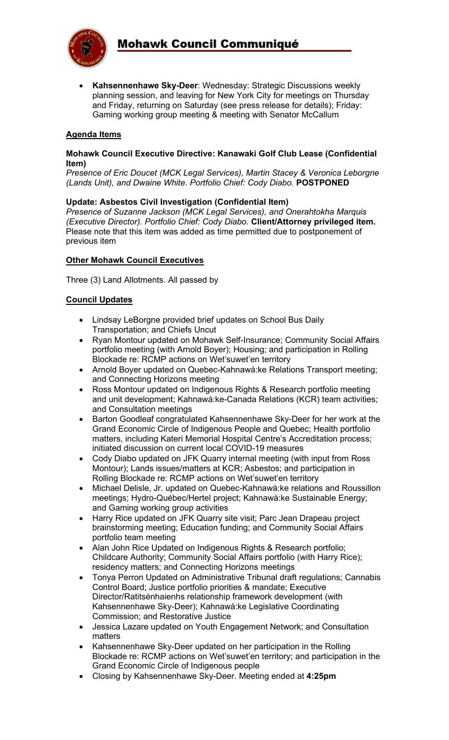- **Kahsennenhawe Sky-Deer**: Wednesday: Strategic Discussions weekly planning session, and leaving for New York City for meetings on Thursday and Friday, returning on Saturday (see press release for details); Friday: Gaming working group meeting & meeting with Senator McCallum

## Agenda Items

**Mohawk Council Executive Directive: Kanawaki Golf Club Lease (Confidential Item)**
*Presence of Eric Doucet (MCK Legal Services), Martin Stacey & Veronica Leborgne (Lands Unit), and Dwaine White. Portfolio Chief: Cody Diabo.* **POSTPONED**

**Update: Asbestos Civil Investigation (Confidential Item)**
*Presence of Suzanne Jackson (MCK Legal Services), and Onerahtokha Marquis (Executive Director). Portfolio Chief: Cody Diabo.* **Client/Attorney privileged item.** Please note that this item was added as time permitted due to postponement of previous item

## Other Mohawk Council Executives

Three (3) Land Allotments. All passed by

## Council Updates

- Lindsay LeBorgne provided brief updates on School Bus Daily Transportation; and Chiefs Uncut
- Ryan Montour updated on Mohawk Self-Insurance; Community Social Affairs portfolio meeting (with Arnold Boyer); Housing; and participation in Rolling Blockade re: RCMP actions on Wet'suwet'en territory
- Arnold Boyer updated on Quebec-Kahnawà:ke Relations Transport meeting; and Connecting Horizons meeting
- Ross Montour updated on Indigenous Rights & Research portfolio meeting and unit development; Kahnawà:ke-Canada Relations (KCR) team activities; and Consultation meetings
- Barton Goodleaf congratulated Kahsennenhawe Sky-Deer for her work at the Grand Economic Circle of Indigenous People and Quebec; Health portfolio matters, including Kateri Memorial Hospital Centre's Accreditation process; initiated discussion on current local COVID-19 measures
- Cody Diabo updated on JFK Quarry internal meeting (with input from Ross Montour); Lands issues/matters at KCR; Asbestos; and participation in Rolling Blockade re: RCMP actions on Wet'suwet'en territory
- Michael Delisle, Jr. updated on Quebec-Kahnawà:ke relations and Roussillon meetings; Hydro-Québec/Hertel project; Kahnawà:ke Sustainable Energy; and Gaming working group activities
- Harry Rice updated on JFK Quarry site visit; Parc Jean Drapeau project brainstorming meeting; Education funding; and Community Social Affairs portfolio team meeting
- Alan John Rice Updated on Indigenous Rights & Research portfolio; Childcare Authority; Community Social Affairs portfolio (with Harry Rice); residency matters; and Connecting Horizons meetings
- Tonya Perron Updated on Administrative Tribunal draft regulations; Cannabis Control Board; Justice portfolio priorities & mandate; Executive Director/Ratitsénhaienhs relationship framework development (with Kahsennenhawe Sky-Deer); Kahnawà:ke Legislative Coordinating Commission; and Restorative Justice
- Jessica Lazare updated on Youth Engagement Network; and Consultation matters
- Kahsennenhawe Sky-Deer updated on her participation in the Rolling Blockade re: RCMP actions on Wet'suwet'en territory; and participation in the Grand Economic Circle of Indigenous people
- Closing by Kahsennenhawe Sky-Deer. Meeting ended at **4:25pm**